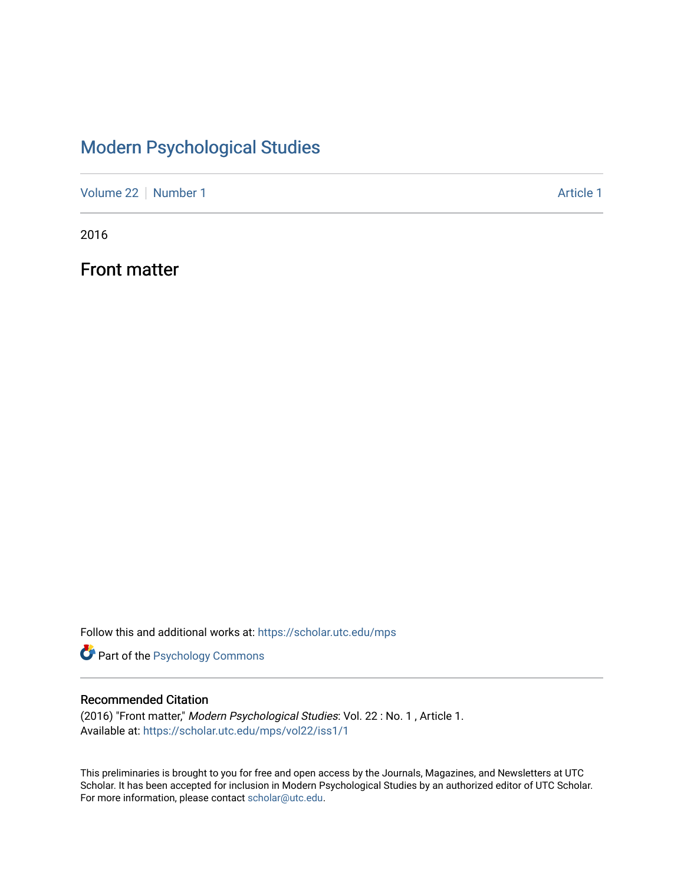# Modern Psychological Studies

Volume 22 | Number 1 Article 1

2016

## Front matter

Follow this and additional works at: https://scholar.utc.edu/mps

Part of the Psychology Commons

### Recommended Citation

(2016) "Front matter," *Modern Psychological Studies*: Vol. 22 : No. 1 , Article 1.
Available at: https://scholar.utc.edu/mps/vol22/iss1/1

This preliminaries is brought to you for free and open access by the Journals, Magazines, and Newsletters at UTC Scholar. It has been accepted for inclusion in Modern Psychological Studies by an authorized editor of UTC Scholar. For more information, please contact scholar@utc.edu.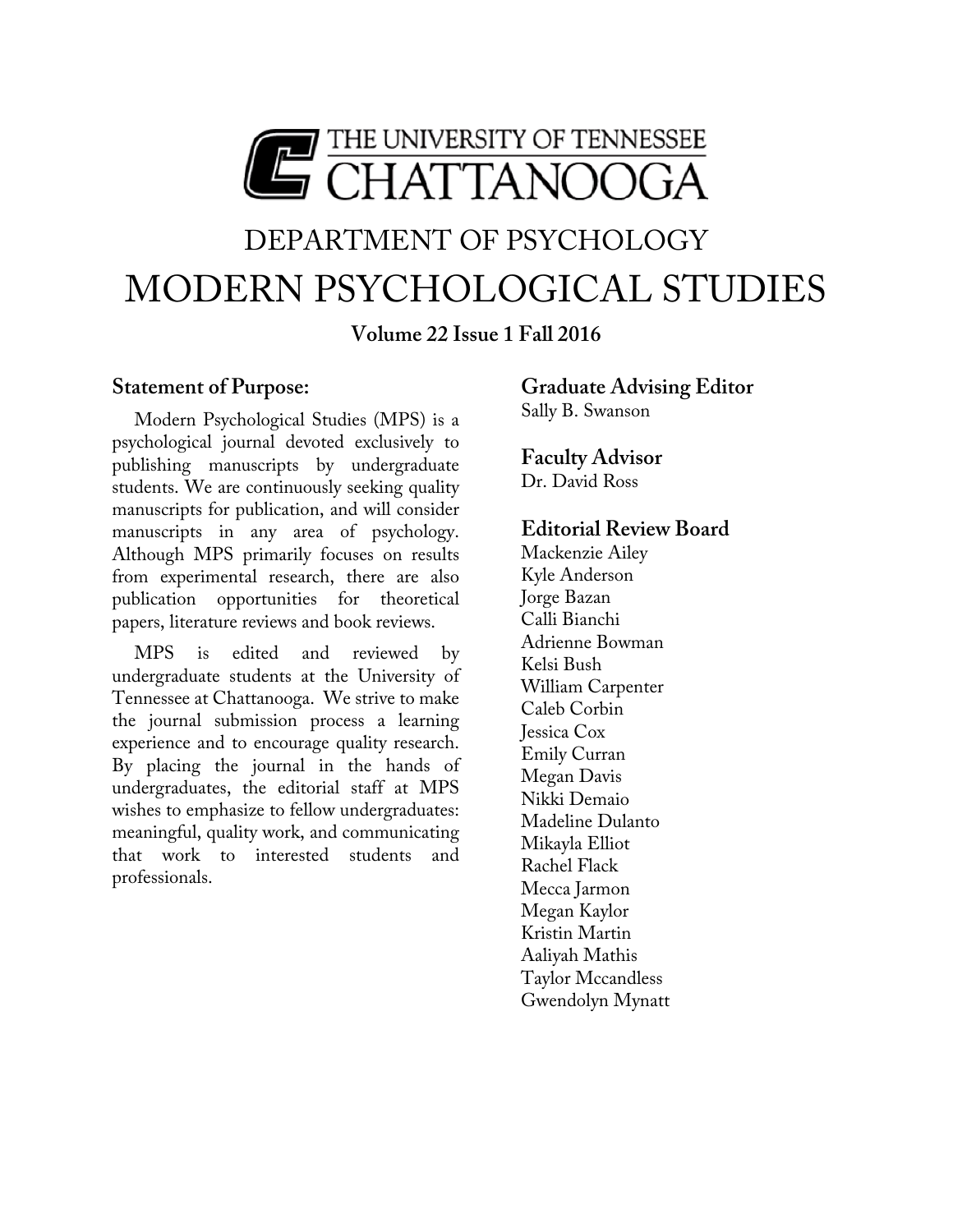THE UNIVERSITY OF TENNESSEE
CHATTANOOGA

DEPARTMENT OF PSYCHOLOGY

# MODERN PSYCHOLOGICAL STUDIES

**Volume 22 Issue 1 Fall 2016**

## Statement of Purpose:

Modern Psychological Studies (MPS) is a psychological journal devoted exclusively to publishing manuscripts by undergraduate students. We are continuously seeking quality manuscripts for publication, and will consider manuscripts in any area of psychology. Although MPS primarily focuses on results from experimental research, there are also publication opportunities for theoretical papers, literature reviews and book reviews.

MPS is edited and reviewed by undergraduate students at the University of Tennessee at Chattanooga. We strive to make the journal submission process a learning experience and to encourage quality research. By placing the journal in the hands of undergraduates, the editorial staff at MPS wishes to emphasize to fellow undergraduates: meaningful, quality work, and communicating that work to interested students and professionals.

## Graduate Advising Editor

Sally B. Swanson

## Faculty Advisor

Dr. David Ross

## Editorial Review Board

Mackenzie Ailey
Kyle Anderson
Jorge Bazan
Calli Bianchi
Adrienne Bowman
Kelsi Bush
William Carpenter
Caleb Corbin
Jessica Cox
Emily Curran
Megan Davis
Nikki Demaio
Madeline Dulanto
Mikayla Elliot
Rachel Flack
Mecca Jarmon
Megan Kaylor
Kristin Martin
Aaliyah Mathis
Taylor Mccandless
Gwendolyn Mynatt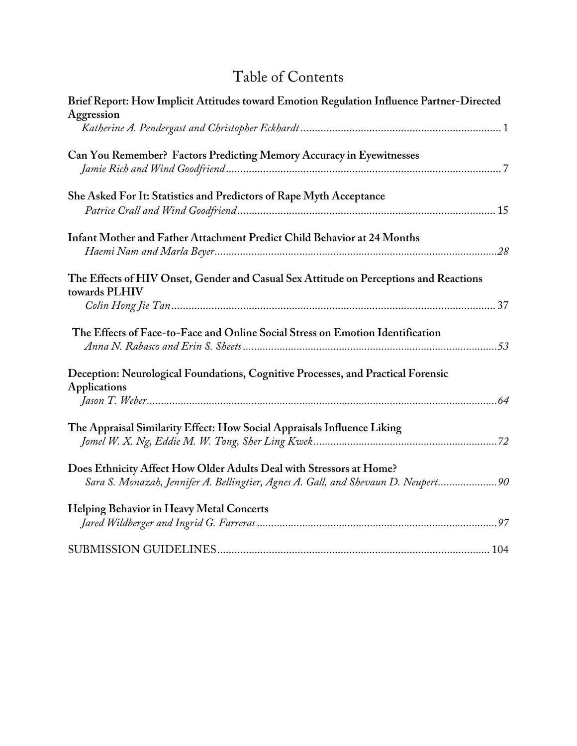# Table of Contents

**Brief Report: How Implicit Attitudes toward Emotion Regulation Influence Partner-Directed Aggression**
*Katherine A. Pendergast and Christopher Eckhardt* ........ 1

**Can You Remember? Factors Predicting Memory Accuracy in Eyewitnesses**
*Jamie Rich and Wind Goodfriend* ........ 7

**She Asked For It: Statistics and Predictors of Rape Myth Acceptance**
*Patrice Crall and Wind Goodfriend* ........ 15

**Infant Mother and Father Attachment Predict Child Behavior at 24 Months**
*Haemi Nam and Marla Beyer* ........ *28*

**The Effects of HIV Onset, Gender and Casual Sex Attitude on Perceptions and Reactions towards PLHIV**
*Colin Hong Jie Tan* ........ 37

**The Effects of Face-to-Face and Online Social Stress on Emotion Identification**
*Anna N. Rabasco and Erin S. Sheets* ........ *53*

**Deception: Neurological Foundations, Cognitive Processes, and Practical Forensic Applications**
*Jason T. Weber* ........ *64*

**The Appraisal Similarity Effect: How Social Appraisals Influence Liking**
*Jomel W. X. Ng, Eddie M. W. Tong, Sher Ling Kwek* ........ *72*

**Does Ethnicity Affect How Older Adults Deal with Stressors at Home?**
*Sara S. Monazah, Jennifer A. Bellingtier, Agnes A. Gall, and Shevaun D. Neupert* ........ *90*

**Helping Behavior in Heavy Metal Concerts**
*Jared Wildberger and Ingrid G. Farreras* ........ *97*

SUBMISSION GUIDELINES ........ 104